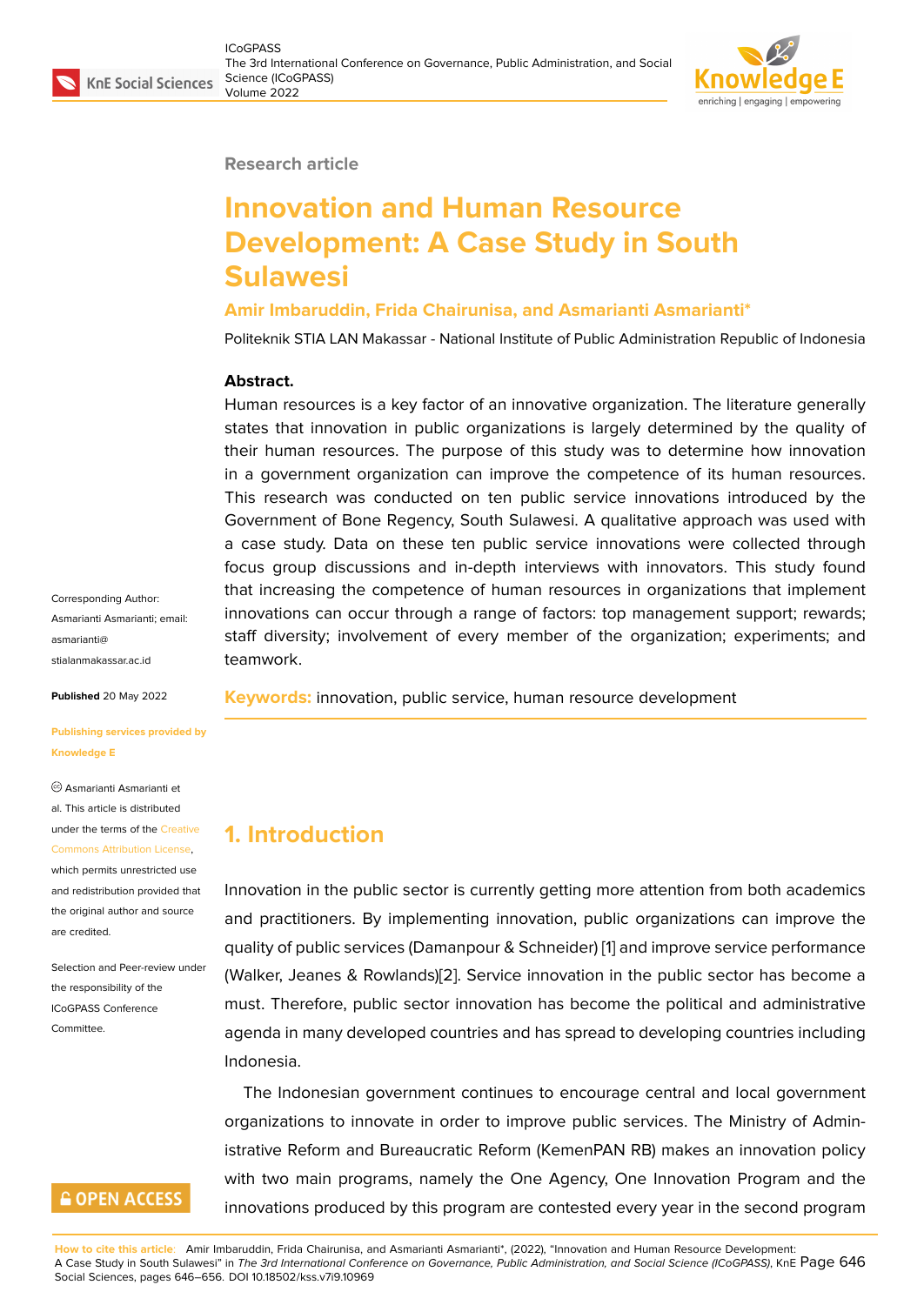Research article

# Innovation and Human Resource Development: A Case Study in South Sulawesi

**Amir Imbaruddin, Frida Chairunisa, and Asmarianti Asmarianti***

Politeknik STIA LAN Makassar - National Institute of Public Administration Republic of Indonesia

**Abstract.**
Human resources is a key factor of an innovative organization. The literature generally states that innovation in public organizations is largely determined by the quality of their human resources. The purpose of this study was to determine how innovation in a government organization can improve the competence of its human resources. This research was conducted on ten public service innovations introduced by the Government of Bone Regency, South Sulawesi. A qualitative approach was used with a case study. Data on these ten public service innovations were collected through focus group discussions and in-depth interviews with innovators. This study found that increasing the competence of human resources in organizations that implement innovations can occur through a range of factors: top management support; rewards; staff diversity; involvement of every member of the organization; experiments; and teamwork.

**Keywords:** innovation, public service, human resource development

Corresponding Author: Asmarianti Asmarianti; email: asmarianti@stialanmakassar.ac.id

**Published** 20 May 2022

**Publishing services provided by Knowledge E**

© Asmarianti Asmarianti et al. This article is distributed under the terms of the Creative Commons Attribution License, which permits unrestricted use and redistribution provided that the original author and source are credited.

Selection and Peer-review under the responsibility of the ICoGPASS Conference Committee.

## 1. Introduction

Innovation in the public sector is currently getting more attention from both academics and practitioners. By implementing innovation, public organizations can improve the quality of public services (Damanpour & Schneider) [1] and improve service performance (Walker, Jeanes & Rowlands)[2]. Service innovation in the public sector has become a must. Therefore, public sector innovation has become the political and administrative agenda in many developed countries and has spread to developing countries including Indonesia.

The Indonesian government continues to encourage central and local government organizations to innovate in order to improve public services. The Ministry of Administrative Reform and Bureaucratic Reform (KemenPAN RB) makes an innovation policy with two main programs, namely the One Agency, One Innovation Program and the innovations produced by this program are contested every year in the second program

**How to cite this article**: Amir Imbaruddin, Frida Chairunisa, and Asmarianti Asmarianti*, (2022), "Innovation and Human Resource Development: A Case Study in South Sulawesi" in *The 3rd International Conference on Governance, Public Administration, and Social Science (ICoGPASS)*, KnE Social Sciences, pages 646–656. DOI 10.18502/kss.v7i9.10969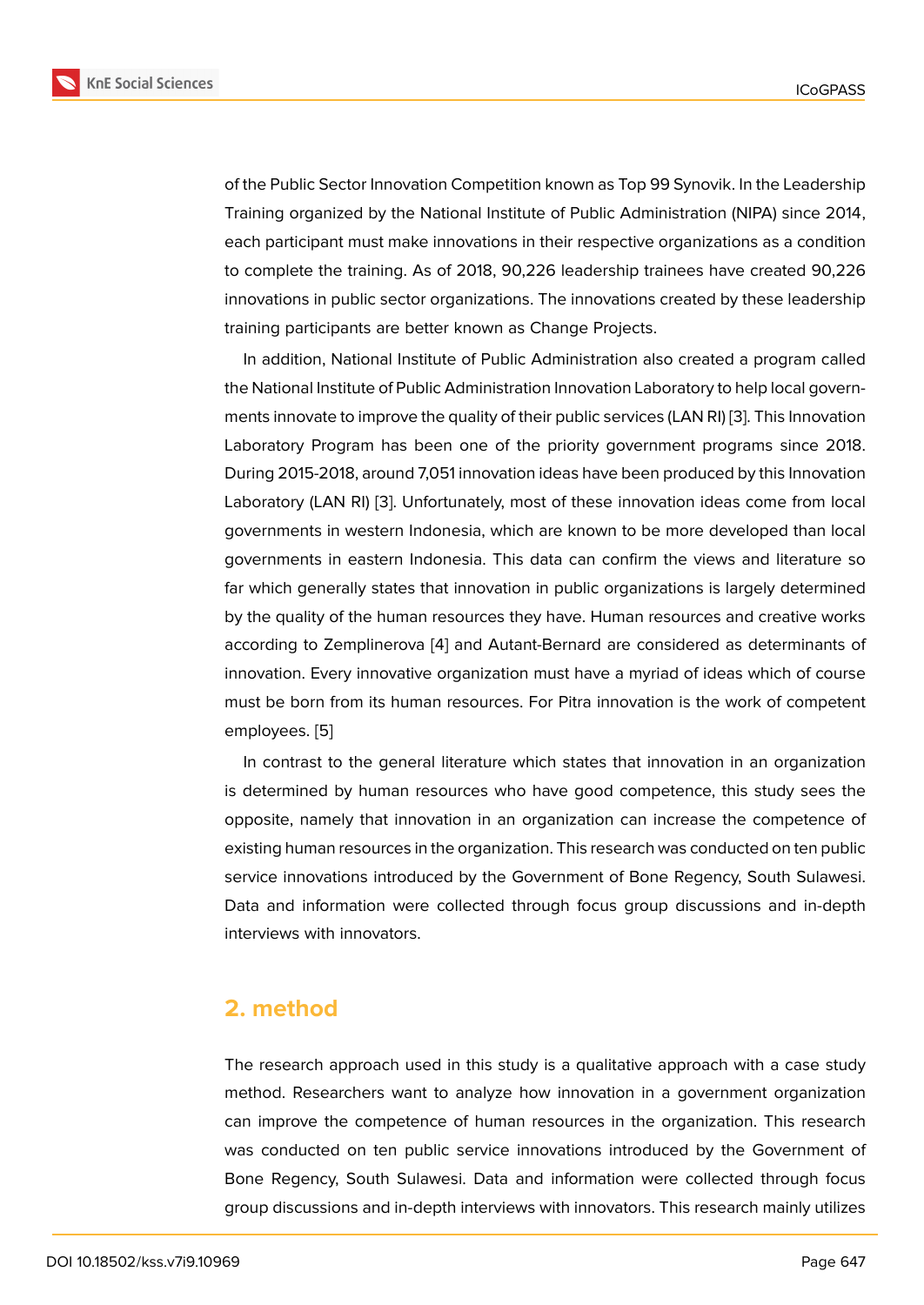of the Public Sector Innovation Competition known as Top 99 Synovik. In the Leadership Training organized by the National Institute of Public Administration (NIPA) since 2014, each participant must make innovations in their respective organizations as a condition to complete the training. As of 2018, 90,226 leadership trainees have created 90,226 innovations in public sector organizations. The innovations created by these leadership training participants are better known as Change Projects.

In addition, National Institute of Public Administration also created a program called the National Institute of Public Administration Innovation Laboratory to help local governments innovate to improve the quality of their public services (LAN RI) [3]. This Innovation Laboratory Program has been one of the priority government programs since 2018. During 2015-2018, around 7,051 innovation ideas have been produced by this Innovation Laboratory (LAN RI) [3]. Unfortunately, most of these innovation ideas come from local governments in western Indonesia, which are known to be more developed than local governments in eastern Indonesia. This data can confirm the views and literature so far which generally states that innovation in public organizations is largely determined by the quality of the human resources they have. Human resources and creative works according to Zemplinerova [4] and Autant-Bernard are considered as determinants of innovation. Every innovative organization must have a myriad of ideas which of course must be born from its human resources. For Pitra innovation is the work of competent employees. [5]

In contrast to the general literature which states that innovation in an organization is determined by human resources who have good competence, this study sees the opposite, namely that innovation in an organization can increase the competence of existing human resources in the organization. This research was conducted on ten public service innovations introduced by the Government of Bone Regency, South Sulawesi. Data and information were collected through focus group discussions and in-depth interviews with innovators.

## 2. method

The research approach used in this study is a qualitative approach with a case study method. Researchers want to analyze how innovation in a government organization can improve the competence of human resources in the organization. This research was conducted on ten public service innovations introduced by the Government of Bone Regency, South Sulawesi. Data and information were collected through focus group discussions and in-depth interviews with innovators. This research mainly utilizes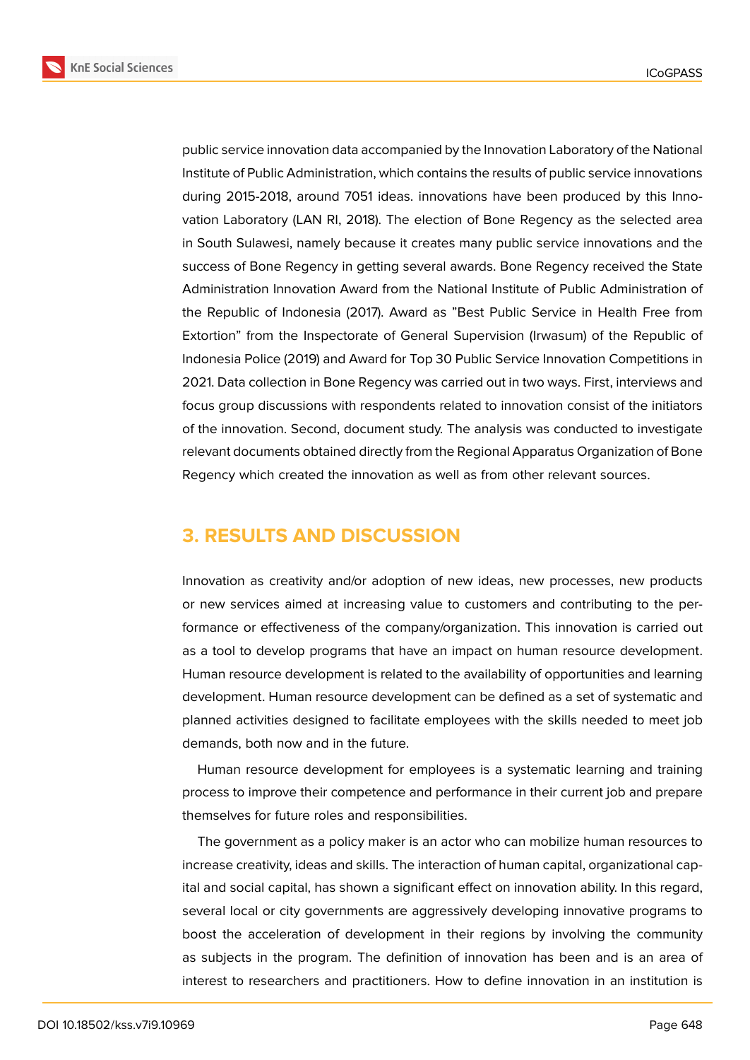public service innovation data accompanied by the Innovation Laboratory of the National Institute of Public Administration, which contains the results of public service innovations during 2015-2018, around 7051 ideas. innovations have been produced by this Innovation Laboratory (LAN RI, 2018). The election of Bone Regency as the selected area in South Sulawesi, namely because it creates many public service innovations and the success of Bone Regency in getting several awards. Bone Regency received the State Administration Innovation Award from the National Institute of Public Administration of the Republic of Indonesia (2017). Award as "Best Public Service in Health Free from Extortion" from the Inspectorate of General Supervision (Irwasum) of the Republic of Indonesia Police (2019) and Award for Top 30 Public Service Innovation Competitions in 2021. Data collection in Bone Regency was carried out in two ways. First, interviews and focus group discussions with respondents related to innovation consist of the initiators of the innovation. Second, document study. The analysis was conducted to investigate relevant documents obtained directly from the Regional Apparatus Organization of Bone Regency which created the innovation as well as from other relevant sources.

## 3. RESULTS AND DISCUSSION

Innovation as creativity and/or adoption of new ideas, new processes, new products or new services aimed at increasing value to customers and contributing to the performance or effectiveness of the company/organization. This innovation is carried out as a tool to develop programs that have an impact on human resource development. Human resource development is related to the availability of opportunities and learning development. Human resource development can be defined as a set of systematic and planned activities designed to facilitate employees with the skills needed to meet job demands, both now and in the future.

Human resource development for employees is a systematic learning and training process to improve their competence and performance in their current job and prepare themselves for future roles and responsibilities.

The government as a policy maker is an actor who can mobilize human resources to increase creativity, ideas and skills. The interaction of human capital, organizational capital and social capital, has shown a significant effect on innovation ability. In this regard, several local or city governments are aggressively developing innovative programs to boost the acceleration of development in their regions by involving the community as subjects in the program. The definition of innovation has been and is an area of interest to researchers and practitioners. How to define innovation in an institution is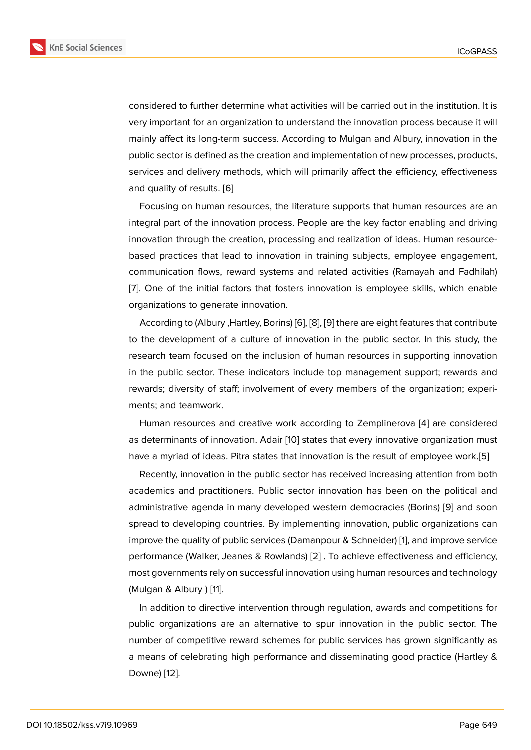considered to further determine what activities will be carried out in the institution. It is very important for an organization to understand the innovation process because it will mainly affect its long-term success. According to Mulgan and Albury, innovation in the public sector is defined as the creation and implementation of new processes, products, services and delivery methods, which will primarily affect the efficiency, effectiveness and quality of results. [6]

Focusing on human resources, the literature supports that human resources are an integral part of the innovation process. People are the key factor enabling and driving innovation through the creation, processing and realization of ideas. Human resource-based practices that lead to innovation in training subjects, employee engagement, communication flows, reward systems and related activities (Ramayah and Fadhilah) [7]. One of the initial factors that fosters innovation is employee skills, which enable organizations to generate innovation.

According to (Albury ,Hartley, Borins) [6], [8], [9] there are eight features that contribute to the development of a culture of innovation in the public sector. In this study, the research team focused on the inclusion of human resources in supporting innovation in the public sector. These indicators include top management support; rewards and rewards; diversity of staff; involvement of every members of the organization; experiments; and teamwork.

Human resources and creative work according to Zemplinerova [4] are considered as determinants of innovation. Adair [10] states that every innovative organization must have a myriad of ideas. Pitra states that innovation is the result of employee work.[5]

Recently, innovation in the public sector has received increasing attention from both academics and practitioners. Public sector innovation has been on the political and administrative agenda in many developed western democracies (Borins) [9] and soon spread to developing countries. By implementing innovation, public organizations can improve the quality of public services (Damanpour & Schneider) [1], and improve service performance (Walker, Jeanes & Rowlands) [2] . To achieve effectiveness and efficiency, most governments rely on successful innovation using human resources and technology (Mulgan & Albury ) [11].

In addition to directive intervention through regulation, awards and competitions for public organizations are an alternative to spur innovation in the public sector. The number of competitive reward schemes for public services has grown significantly as a means of celebrating high performance and disseminating good practice (Hartley & Downe) [12].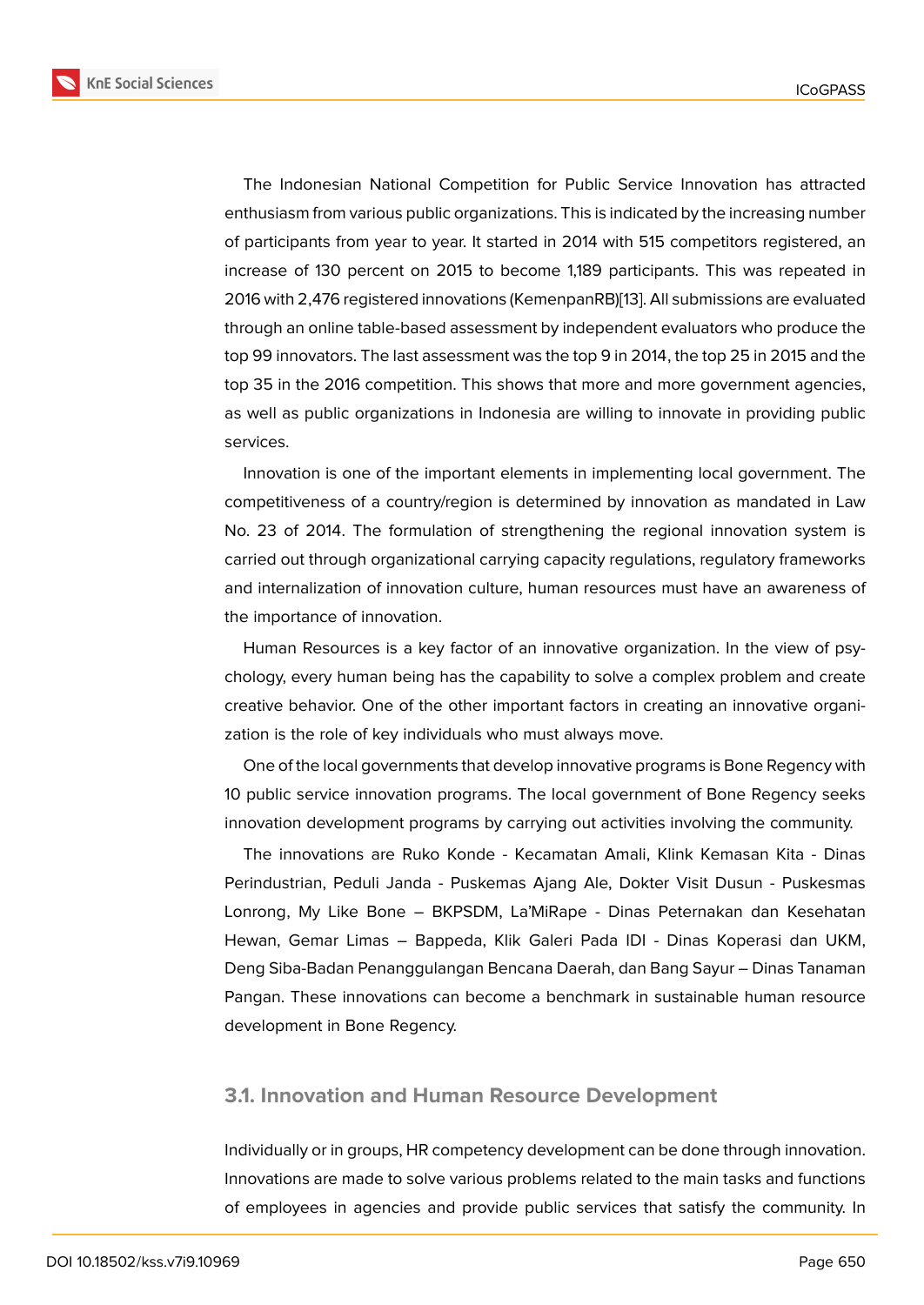The Indonesian National Competition for Public Service Innovation has attracted enthusiasm from various public organizations. This is indicated by the increasing number of participants from year to year. It started in 2014 with 515 competitors registered, an increase of 130 percent on 2015 to become 1,189 participants. This was repeated in 2016 with 2,476 registered innovations (KemenpanRB)[13]. All submissions are evaluated through an online table-based assessment by independent evaluators who produce the top 99 innovators. The last assessment was the top 9 in 2014, the top 25 in 2015 and the top 35 in the 2016 competition. This shows that more and more government agencies, as well as public organizations in Indonesia are willing to innovate in providing public services.

Innovation is one of the important elements in implementing local government. The competitiveness of a country/region is determined by innovation as mandated in Law No. 23 of 2014. The formulation of strengthening the regional innovation system is carried out through organizational carrying capacity regulations, regulatory frameworks and internalization of innovation culture, human resources must have an awareness of the importance of innovation.

Human Resources is a key factor of an innovative organization. In the view of psychology, every human being has the capability to solve a complex problem and create creative behavior. One of the other important factors in creating an innovative organization is the role of key individuals who must always move.

One of the local governments that develop innovative programs is Bone Regency with 10 public service innovation programs. The local government of Bone Regency seeks innovation development programs by carrying out activities involving the community.

The innovations are Ruko Konde - Kecamatan Amali, Klink Kemasan Kita - Dinas Perindustrian, Peduli Janda - Puskemas Ajang Ale, Dokter Visit Dusun - Puskesmas Lonrong, My Like Bone – BKPSDM, La'MiRape - Dinas Peternakan dan Kesehatan Hewan, Gemar Limas – Bappeda, Klik Galeri Pada IDI - Dinas Koperasi dan UKM, Deng Siba-Badan Penanggulangan Bencana Daerah, dan Bang Sayur – Dinas Tanaman Pangan. These innovations can become a benchmark in sustainable human resource development in Bone Regency.

### 3.1. Innovation and Human Resource Development

Individually or in groups, HR competency development can be done through innovation. Innovations are made to solve various problems related to the main tasks and functions of employees in agencies and provide public services that satisfy the community. In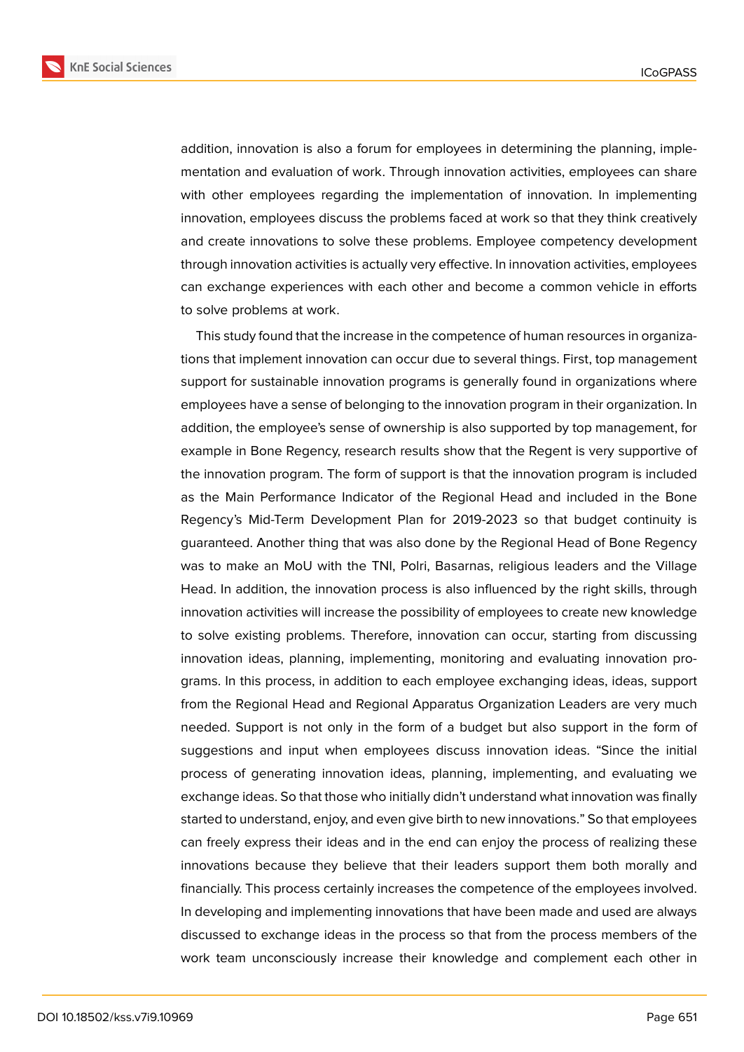addition, innovation is also a forum for employees in determining the planning, implementation and evaluation of work. Through innovation activities, employees can share with other employees regarding the implementation of innovation. In implementing innovation, employees discuss the problems faced at work so that they think creatively and create innovations to solve these problems. Employee competency development through innovation activities is actually very effective. In innovation activities, employees can exchange experiences with each other and become a common vehicle in efforts to solve problems at work.

This study found that the increase in the competence of human resources in organizations that implement innovation can occur due to several things. First, top management support for sustainable innovation programs is generally found in organizations where employees have a sense of belonging to the innovation program in their organization. In addition, the employee's sense of ownership is also supported by top management, for example in Bone Regency, research results show that the Regent is very supportive of the innovation program. The form of support is that the innovation program is included as the Main Performance Indicator of the Regional Head and included in the Bone Regency's Mid-Term Development Plan for 2019-2023 so that budget continuity is guaranteed. Another thing that was also done by the Regional Head of Bone Regency was to make an MoU with the TNI, Polri, Basarnas, religious leaders and the Village Head. In addition, the innovation process is also influenced by the right skills, through innovation activities will increase the possibility of employees to create new knowledge to solve existing problems. Therefore, innovation can occur, starting from discussing innovation ideas, planning, implementing, monitoring and evaluating innovation programs. In this process, in addition to each employee exchanging ideas, ideas, support from the Regional Head and Regional Apparatus Organization Leaders are very much needed. Support is not only in the form of a budget but also support in the form of suggestions and input when employees discuss innovation ideas. "Since the initial process of generating innovation ideas, planning, implementing, and evaluating we exchange ideas. So that those who initially didn't understand what innovation was finally started to understand, enjoy, and even give birth to new innovations." So that employees can freely express their ideas and in the end can enjoy the process of realizing these innovations because they believe that their leaders support them both morally and financially. This process certainly increases the competence of the employees involved. In developing and implementing innovations that have been made and used are always discussed to exchange ideas in the process so that from the process members of the work team unconsciously increase their knowledge and complement each other in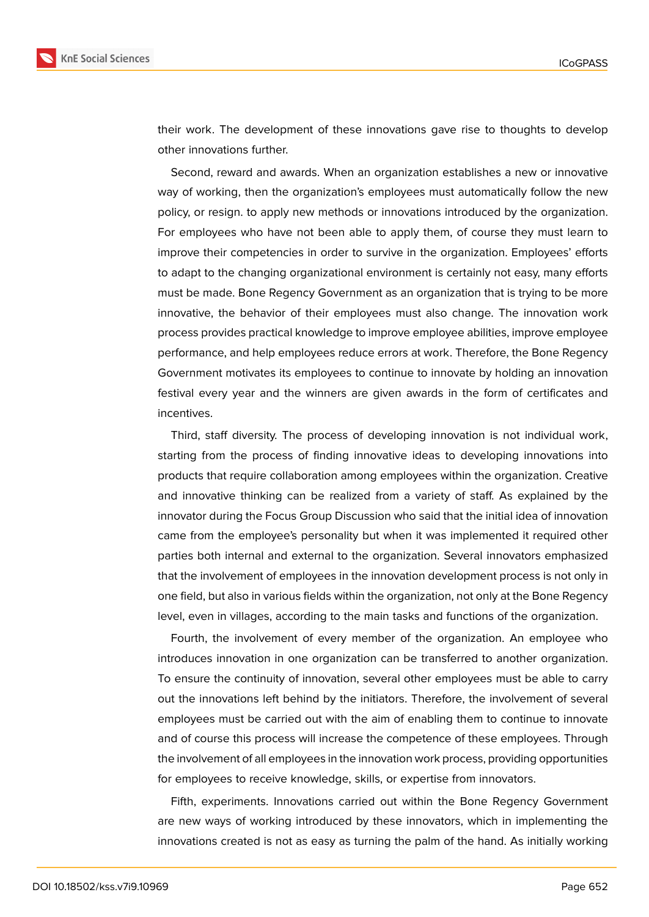their work. The development of these innovations gave rise to thoughts to develop other innovations further.

Second, reward and awards. When an organization establishes a new or innovative way of working, then the organization's employees must automatically follow the new policy, or resign. to apply new methods or innovations introduced by the organization. For employees who have not been able to apply them, of course they must learn to improve their competencies in order to survive in the organization. Employees' efforts to adapt to the changing organizational environment is certainly not easy, many efforts must be made. Bone Regency Government as an organization that is trying to be more innovative, the behavior of their employees must also change. The innovation work process provides practical knowledge to improve employee abilities, improve employee performance, and help employees reduce errors at work. Therefore, the Bone Regency Government motivates its employees to continue to innovate by holding an innovation festival every year and the winners are given awards in the form of certificates and incentives.

Third, staff diversity. The process of developing innovation is not individual work, starting from the process of finding innovative ideas to developing innovations into products that require collaboration among employees within the organization. Creative and innovative thinking can be realized from a variety of staff. As explained by the innovator during the Focus Group Discussion who said that the initial idea of innovation came from the employee's personality but when it was implemented it required other parties both internal and external to the organization. Several innovators emphasized that the involvement of employees in the innovation development process is not only in one field, but also in various fields within the organization, not only at the Bone Regency level, even in villages, according to the main tasks and functions of the organization.

Fourth, the involvement of every member of the organization. An employee who introduces innovation in one organization can be transferred to another organization. To ensure the continuity of innovation, several other employees must be able to carry out the innovations left behind by the initiators. Therefore, the involvement of several employees must be carried out with the aim of enabling them to continue to innovate and of course this process will increase the competence of these employees. Through the involvement of all employees in the innovation work process, providing opportunities for employees to receive knowledge, skills, or expertise from innovators.

Fifth, experiments. Innovations carried out within the Bone Regency Government are new ways of working introduced by these innovators, which in implementing the innovations created is not as easy as turning the palm of the hand. As initially working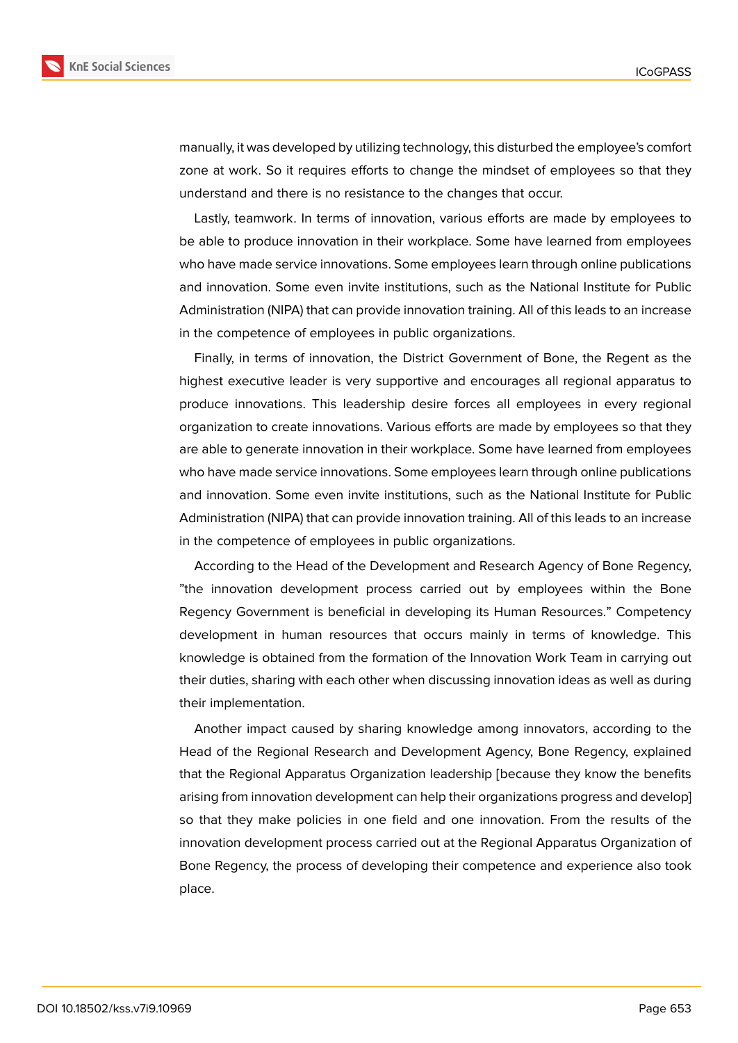manually, it was developed by utilizing technology, this disturbed the employee's comfort zone at work. So it requires efforts to change the mindset of employees so that they understand and there is no resistance to the changes that occur.

Lastly, teamwork. In terms of innovation, various efforts are made by employees to be able to produce innovation in their workplace. Some have learned from employees who have made service innovations. Some employees learn through online publications and innovation. Some even invite institutions, such as the National Institute for Public Administration (NIPA) that can provide innovation training. All of this leads to an increase in the competence of employees in public organizations.

Finally, in terms of innovation, the District Government of Bone, the Regent as the highest executive leader is very supportive and encourages all regional apparatus to produce innovations. This leadership desire forces all employees in every regional organization to create innovations. Various efforts are made by employees so that they are able to generate innovation in their workplace. Some have learned from employees who have made service innovations. Some employees learn through online publications and innovation. Some even invite institutions, such as the National Institute for Public Administration (NIPA) that can provide innovation training. All of this leads to an increase in the competence of employees in public organizations.

According to the Head of the Development and Research Agency of Bone Regency, "the innovation development process carried out by employees within the Bone Regency Government is beneficial in developing its Human Resources." Competency development in human resources that occurs mainly in terms of knowledge. This knowledge is obtained from the formation of the Innovation Work Team in carrying out their duties, sharing with each other when discussing innovation ideas as well as during their implementation.

Another impact caused by sharing knowledge among innovators, according to the Head of the Regional Research and Development Agency, Bone Regency, explained that the Regional Apparatus Organization leadership [because they know the benefits arising from innovation development can help their organizations progress and develop] so that they make policies in one field and one innovation. From the results of the innovation development process carried out at the Regional Apparatus Organization of Bone Regency, the process of developing their competence and experience also took place.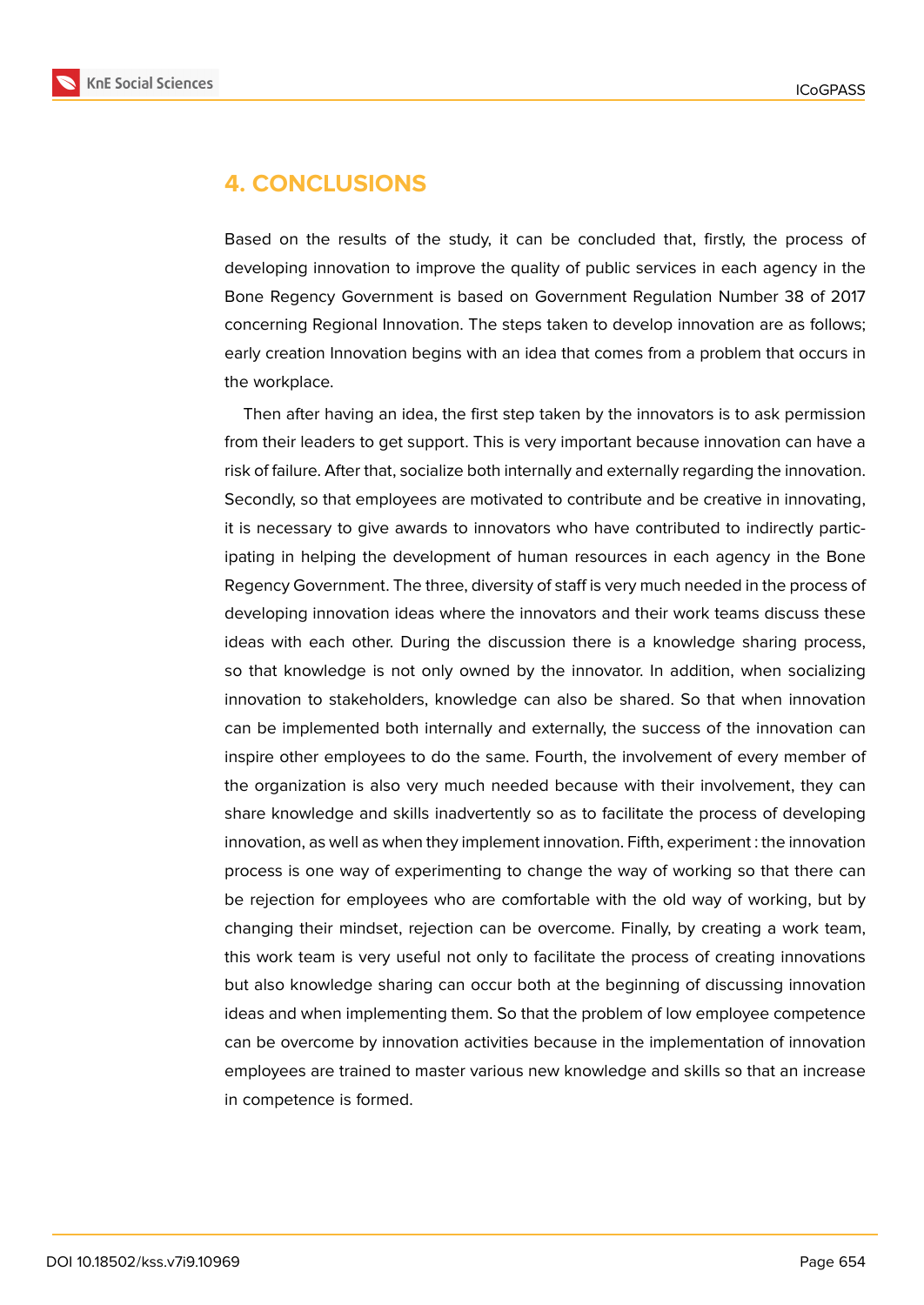## 4. CONCLUSIONS

Based on the results of the study, it can be concluded that, firstly, the process of developing innovation to improve the quality of public services in each agency in the Bone Regency Government is based on Government Regulation Number 38 of 2017 concerning Regional Innovation. The steps taken to develop innovation are as follows; early creation Innovation begins with an idea that comes from a problem that occurs in the workplace.

Then after having an idea, the first step taken by the innovators is to ask permission from their leaders to get support. This is very important because innovation can have a risk of failure. After that, socialize both internally and externally regarding the innovation. Secondly, so that employees are motivated to contribute and be creative in innovating, it is necessary to give awards to innovators who have contributed to indirectly participating in helping the development of human resources in each agency in the Bone Regency Government. The three, diversity of staff is very much needed in the process of developing innovation ideas where the innovators and their work teams discuss these ideas with each other. During the discussion there is a knowledge sharing process, so that knowledge is not only owned by the innovator. In addition, when socializing innovation to stakeholders, knowledge can also be shared. So that when innovation can be implemented both internally and externally, the success of the innovation can inspire other employees to do the same. Fourth, the involvement of every member of the organization is also very much needed because with their involvement, they can share knowledge and skills inadvertently so as to facilitate the process of developing innovation, as well as when they implement innovation. Fifth, experiment : the innovation process is one way of experimenting to change the way of working so that there can be rejection for employees who are comfortable with the old way of working, but by changing their mindset, rejection can be overcome. Finally, by creating a work team, this work team is very useful not only to facilitate the process of creating innovations but also knowledge sharing can occur both at the beginning of discussing innovation ideas and when implementing them. So that the problem of low employee competence can be overcome by innovation activities because in the implementation of innovation employees are trained to master various new knowledge and skills so that an increase in competence is formed.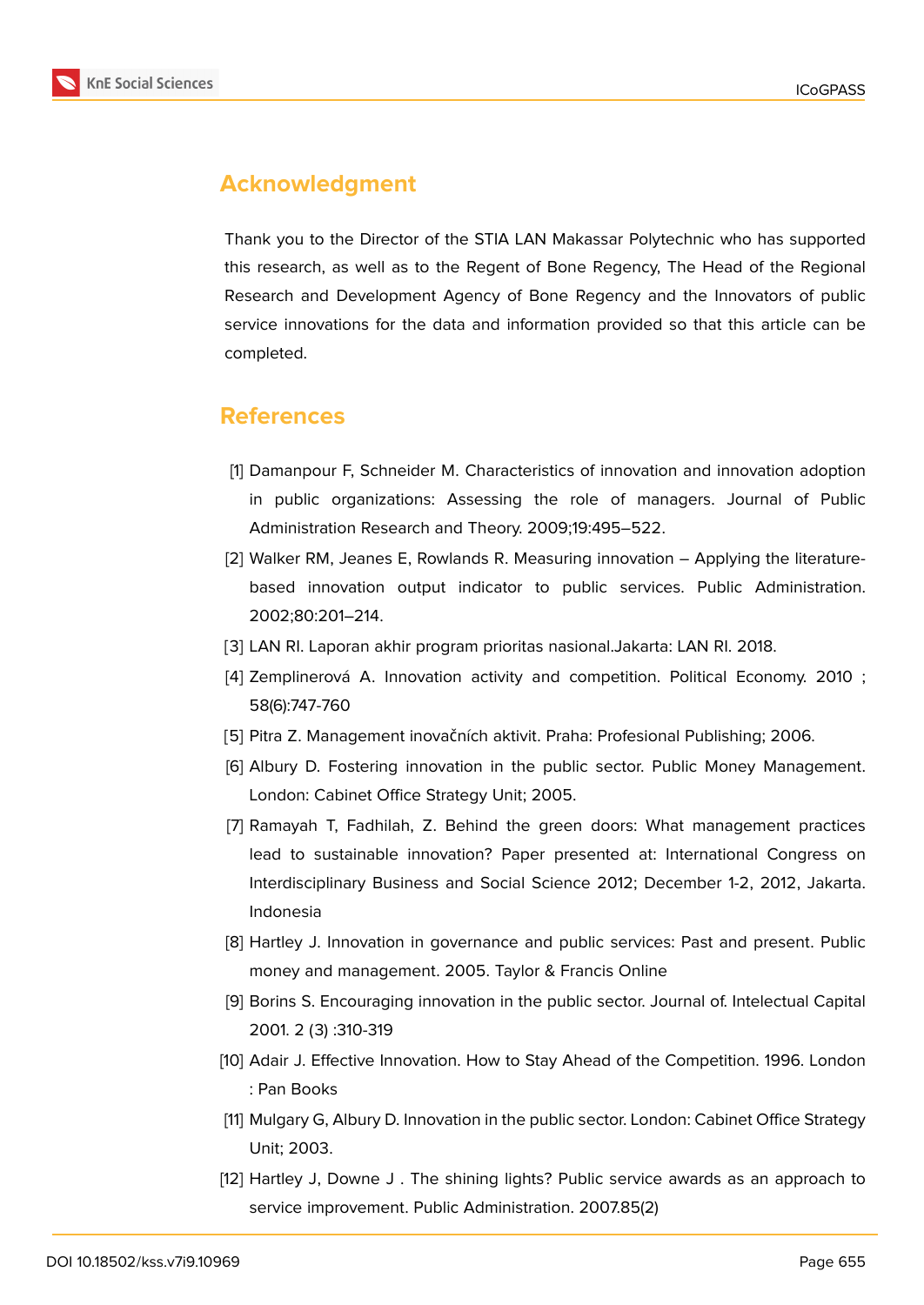## Acknowledgment

Thank you to the Director of the STIA LAN Makassar Polytechnic who has supported this research, as well as to the Regent of Bone Regency, The Head of the Regional Research and Development Agency of Bone Regency and the Innovators of public service innovations for the data and information provided so that this article can be completed.

## References

[1] Damanpour F, Schneider M. Characteristics of innovation and innovation adoption in public organizations: Assessing the role of managers. Journal of Public Administration Research and Theory. 2009;19:495–522.

[2] Walker RM, Jeanes E, Rowlands R. Measuring innovation – Applying the literature-based innovation output indicator to public services. Public Administration. 2002;80:201–214.

[3] LAN RI. Laporan akhir program prioritas nasional.Jakarta: LAN RI. 2018.

[4] Zemplinerová A. Innovation activity and competition. Political Economy. 2010 ; 58(6):747-760

[5] Pitra Z. Management inovačních aktivit. Praha: Profesional Publishing; 2006.

[6] Albury D. Fostering innovation in the public sector. Public Money Management. London: Cabinet Office Strategy Unit; 2005.

[7] Ramayah T, Fadhilah, Z. Behind the green doors: What management practices lead to sustainable innovation? Paper presented at: International Congress on Interdisciplinary Business and Social Science 2012; December 1-2, 2012, Jakarta. Indonesia

[8] Hartley J. Innovation in governance and public services: Past and present. Public money and management. 2005. Taylor & Francis Online

[9] Borins S. Encouraging innovation in the public sector. Journal of. Intelectual Capital 2001. 2 (3) :310-319

[10] Adair J. Effective Innovation. How to Stay Ahead of the Competition. 1996. London : Pan Books

[11] Mulgary G, Albury D. Innovation in the public sector. London: Cabinet Office Strategy Unit; 2003.

[12] Hartley J, Downe J . The shining lights? Public service awards as an approach to service improvement. Public Administration. 2007.85(2)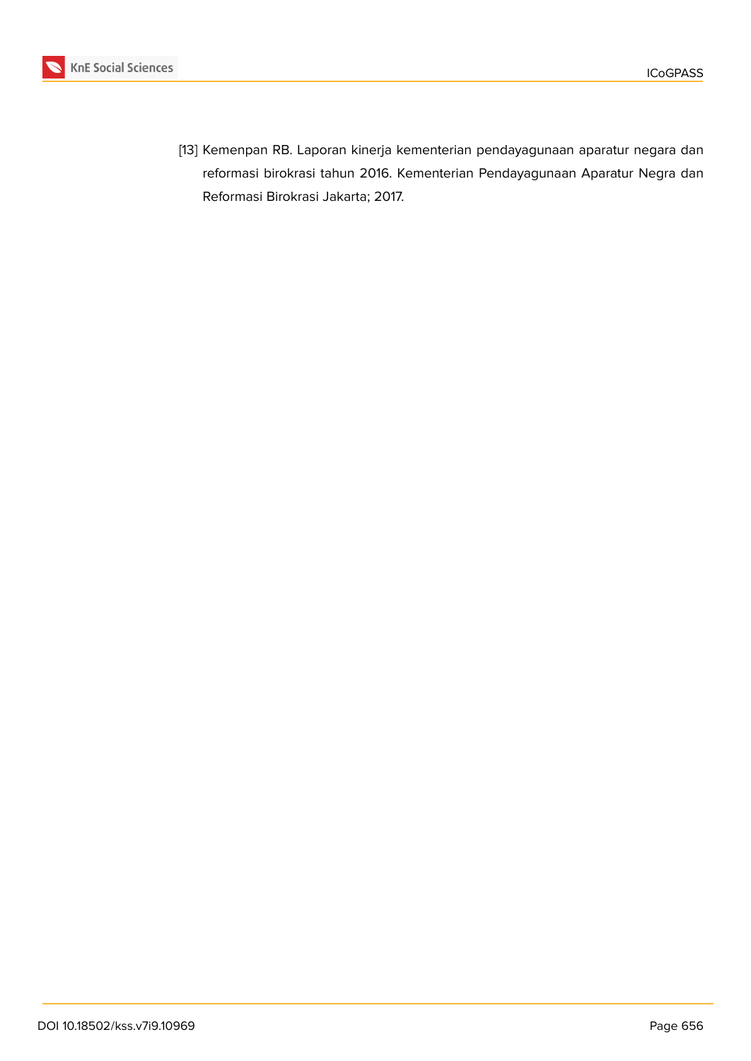[13] Kemenpan RB. Laporan kinerja kementerian pendayagunaan aparatur negara dan reformasi birokrasi tahun 2016. Kementerian Pendayagunaan Aparatur Negra dan Reformasi Birokrasi Jakarta; 2017.